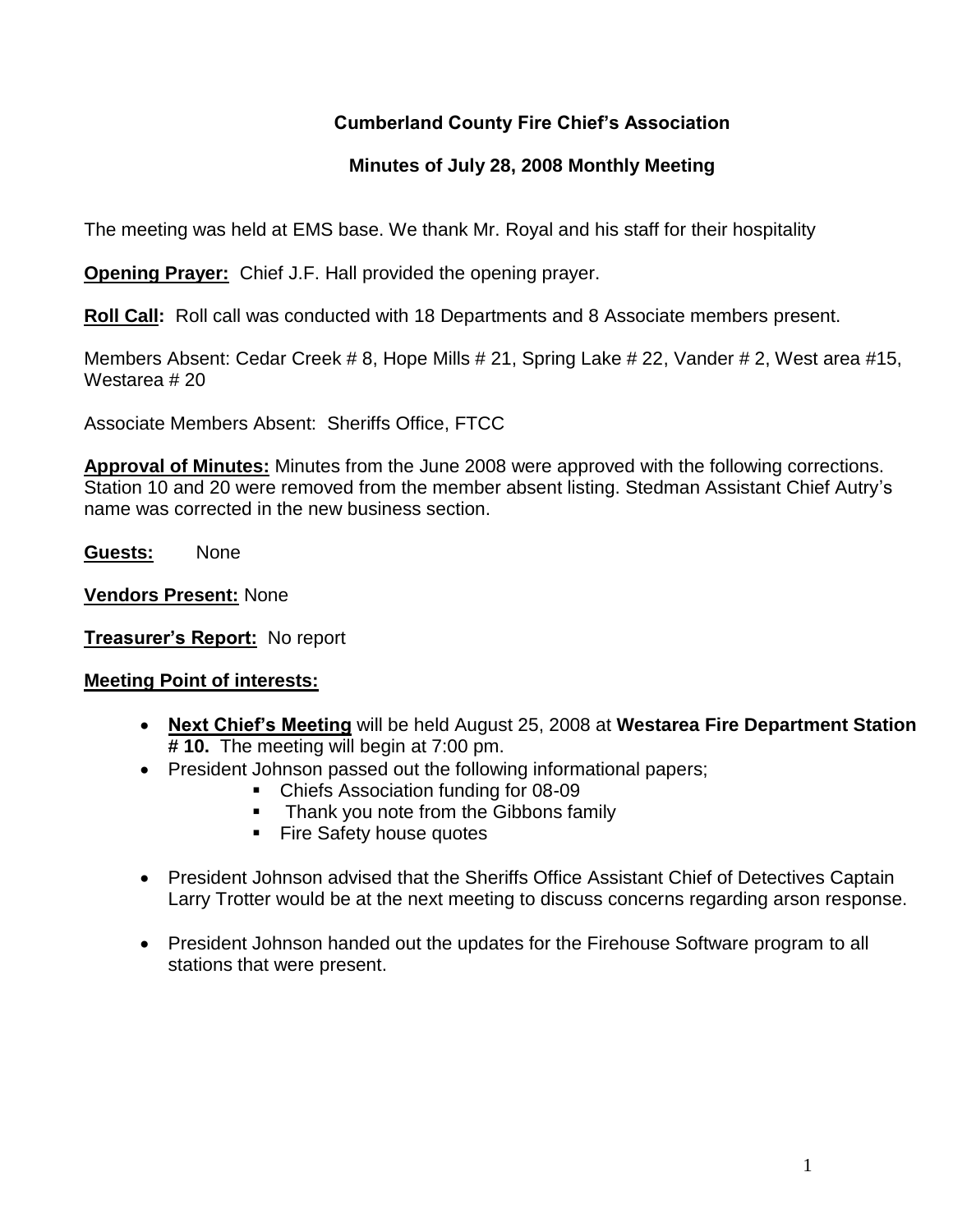# Cumberland County Fire Chief's Association

## Minutes of July 28, 2008 Monthly Meeting

The meeting was held at EMS base. We thank Mr. Royal and his staff for their hospitality

**Opening Prayer:** Chief J.F. Hall provided the opening prayer.

**Roll Call:** Roll call was conducted with 18 Departments and 8 Associate members present.

Members Absent: Cedar Creek # 8, Hope Mills # 21, Spring Lake # 22, Vander # 2, West area #15, Westarea # 20

Associate Members Absent: Sheriffs Office, FTCC

**Approval of Minutes:** Minutes from the June 2008 were approved with the following corrections. Station 10 and 20 were removed from the member absent listing. Stedman Assistant Chief Autry's name was corrected in the new business section.

**Guests:** None

**Vendors Present:** None

**Treasurer's Report:** No report

**Meeting Point of interests:**

- **Next Chief's Meeting** will be held August 25, 2008 at **Westarea Fire Department Station # 10.** The meeting will begin at 7:00 pm.
- President Johnson passed out the following informational papers;
  - Chiefs Association funding for 08-09
  - Thank you note from the Gibbons family
  - Fire Safety house quotes
- President Johnson advised that the Sheriffs Office Assistant Chief of Detectives Captain Larry Trotter would be at the next meeting to discuss concerns regarding arson response.
- President Johnson handed out the updates for the Firehouse Software program to all stations that were present.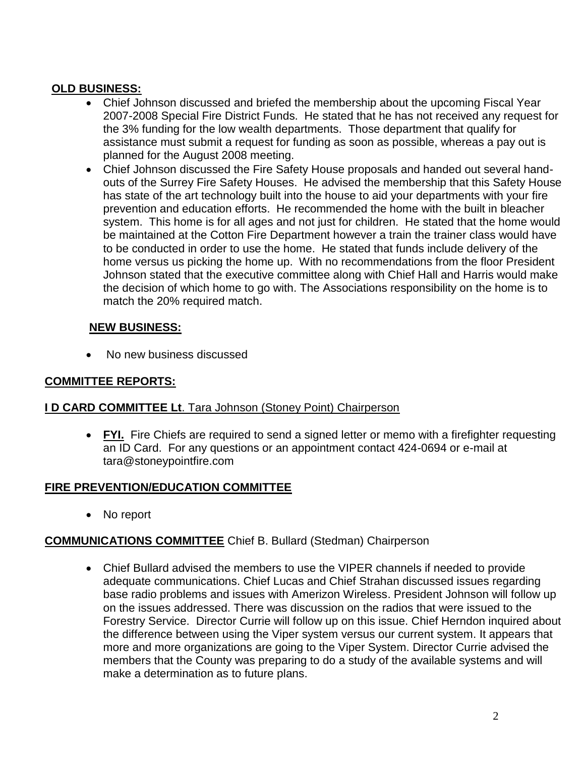**OLD BUSINESS:**

- Chief Johnson discussed and briefed the membership about the upcoming Fiscal Year 2007-2008 Special Fire District Funds. He stated that he has not received any request for the 3% funding for the low wealth departments. Those department that qualify for assistance must submit a request for funding as soon as possible, whereas a pay out is planned for the August 2008 meeting.
- Chief Johnson discussed the Fire Safety House proposals and handed out several handouts of the Surrey Fire Safety Houses. He advised the membership that this Safety House has state of the art technology built into the house to aid your departments with your fire prevention and education efforts. He recommended the home with the built in bleacher system. This home is for all ages and not just for children. He stated that the home would be maintained at the Cotton Fire Department however a train the trainer class would have to be conducted in order to use the home. He stated that funds include delivery of the home versus us picking the home up. With no recommendations from the floor President Johnson stated that the executive committee along with Chief Hall and Harris would make the decision of which home to go with. The Associations responsibility on the home is to match the 20% required match.

**NEW BUSINESS:**

- No new business discussed

**COMMITTEE REPORTS:**

**I D CARD COMMITTEE Lt**. Tara Johnson (Stoney Point) Chairperson

- **FYI.** Fire Chiefs are required to send a signed letter or memo with a firefighter requesting an ID Card. For any questions or an appointment contact 424-0694 or e-mail at tara@stoneypointfire.com

**FIRE PREVENTION/EDUCATION COMMITTEE**

- No report

**COMMUNICATIONS COMMITTEE** Chief B. Bullard (Stedman) Chairperson

- Chief Bullard advised the members to use the VIPER channels if needed to provide adequate communications. Chief Lucas and Chief Strahan discussed issues regarding base radio problems and issues with Amerizon Wireless. President Johnson will follow up on the issues addressed. There was discussion on the radios that were issued to the Forestry Service. Director Currie will follow up on this issue. Chief Herndon inquired about the difference between using the Viper system versus our current system. It appears that more and more organizations are going to the Viper System. Director Currie advised the members that the County was preparing to do a study of the available systems and will make a determination as to future plans.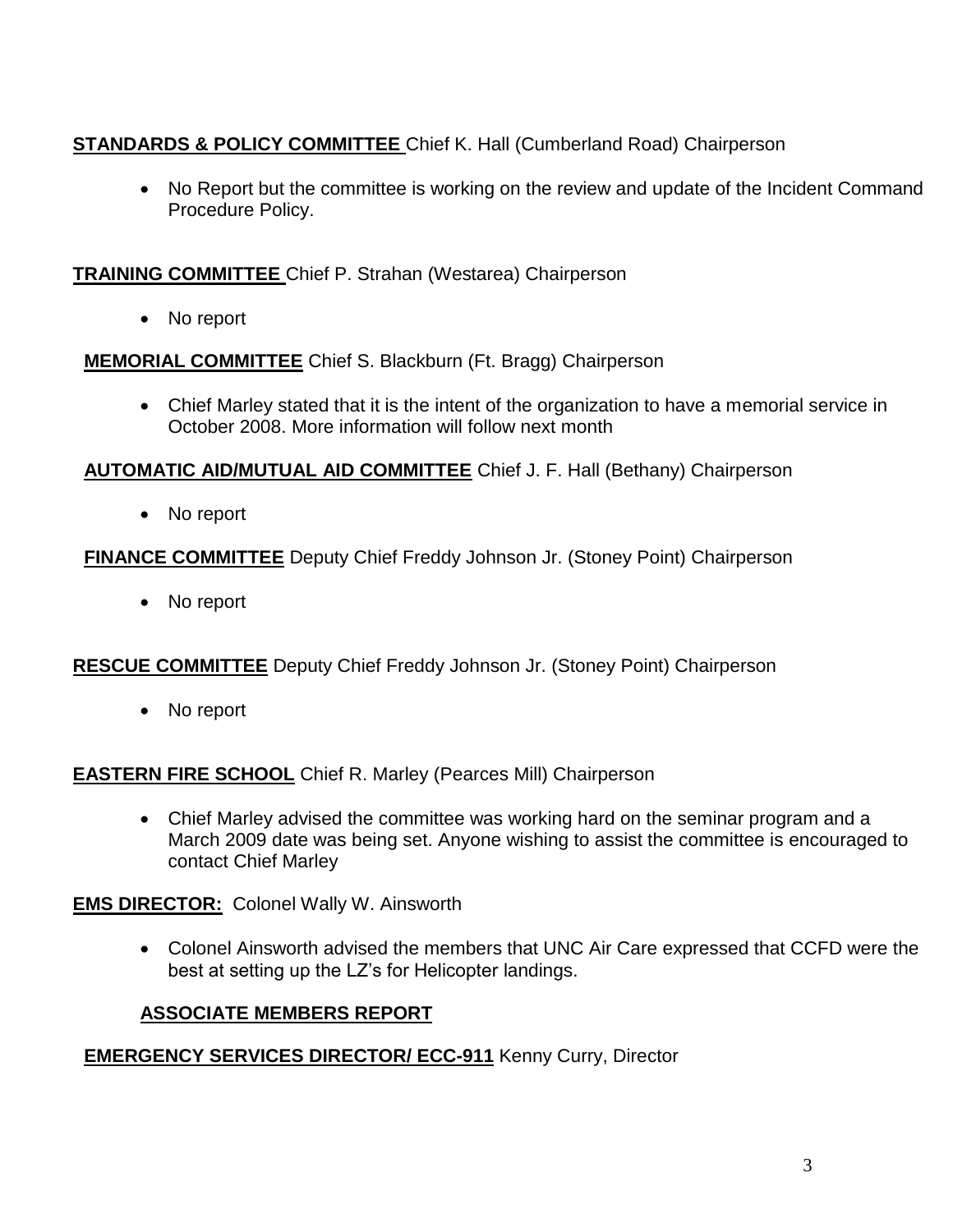**STANDARDS & POLICY COMMITTEE** Chief K. Hall (Cumberland Road) Chairperson

- No Report but the committee is working on the review and update of the Incident Command Procedure Policy.

**TRAINING COMMITTEE** Chief P. Strahan (Westarea) Chairperson

- No report

**MEMORIAL COMMITTEE** Chief S. Blackburn (Ft. Bragg) Chairperson

- Chief Marley stated that it is the intent of the organization to have a memorial service in October 2008. More information will follow next month

**AUTOMATIC AID/MUTUAL AID COMMITTEE** Chief J. F. Hall (Bethany) Chairperson

- No report

**FINANCE COMMITTEE** Deputy Chief Freddy Johnson Jr. (Stoney Point) Chairperson

- No report

**RESCUE COMMITTEE** Deputy Chief Freddy Johnson Jr. (Stoney Point) Chairperson

- No report

**EASTERN FIRE SCHOOL** Chief R. Marley (Pearces Mill) Chairperson

- Chief Marley advised the committee was working hard on the seminar program and a March 2009 date was being set. Anyone wishing to assist the committee is encouraged to contact Chief Marley

**EMS DIRECTOR:** Colonel Wally W. Ainsworth

- Colonel Ainsworth advised the members that UNC Air Care expressed that CCFD were the best at setting up the LZ's for Helicopter landings.

## ASSOCIATE MEMBERS REPORT

**EMERGENCY SERVICES DIRECTOR/ ECC-911** Kenny Curry, Director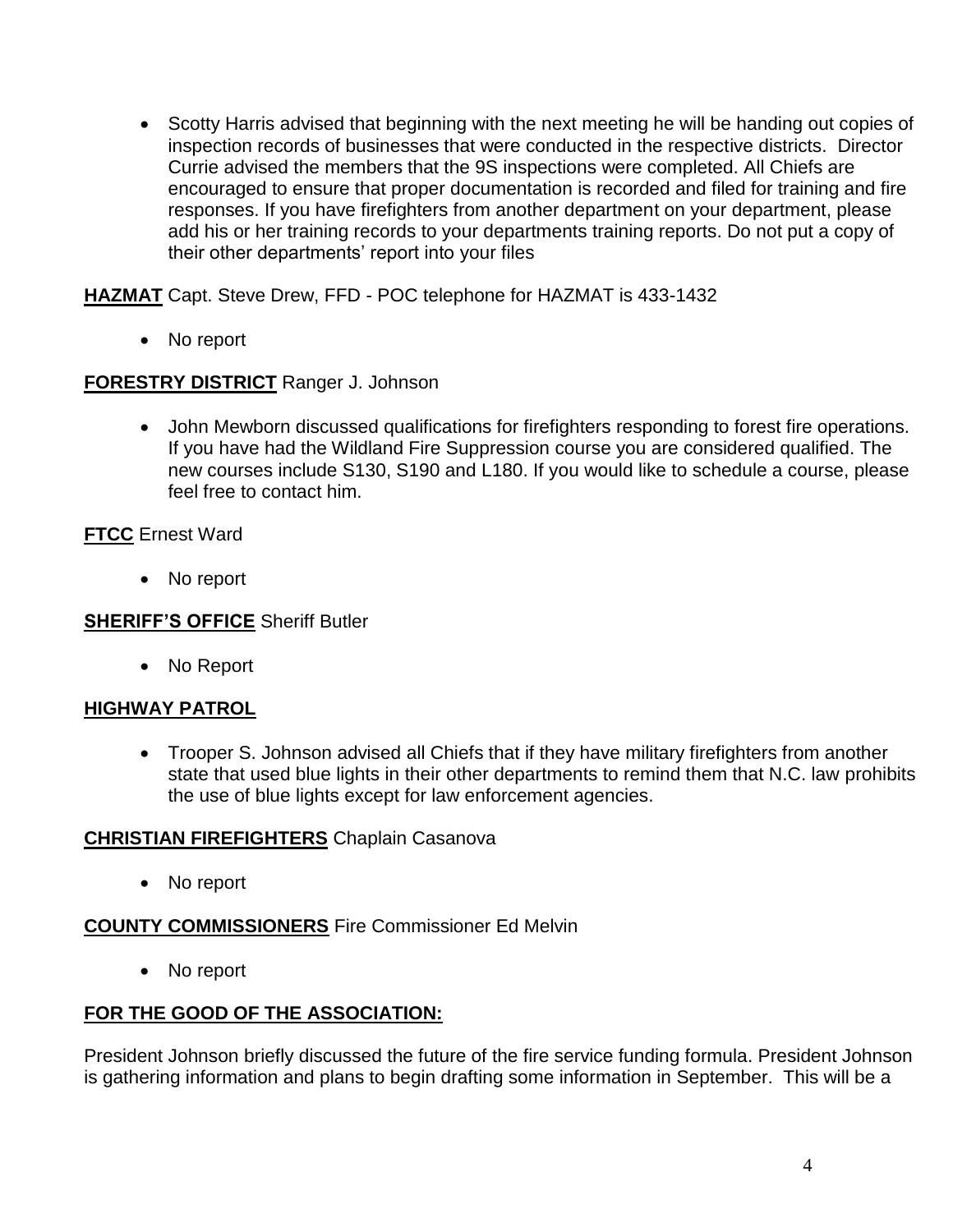- Scotty Harris advised that beginning with the next meeting he will be handing out copies of inspection records of businesses that were conducted in the respective districts. Director Currie advised the members that the 9S inspections were completed. All Chiefs are encouraged to ensure that proper documentation is recorded and filed for training and fire responses. If you have firefighters from another department on your department, please add his or her training records to your departments training reports. Do not put a copy of their other departments' report into your files

**HAZMAT** Capt. Steve Drew, FFD - POC telephone for HAZMAT is 433-1432

- No report

**FORESTRY DISTRICT** Ranger J. Johnson

- John Mewborn discussed qualifications for firefighters responding to forest fire operations. If you have had the Wildland Fire Suppression course you are considered qualified. The new courses include S130, S190 and L180. If you would like to schedule a course, please feel free to contact him.

**FTCC** Ernest Ward

- No report

**SHERIFF'S OFFICE** Sheriff Butler

- No Report

**HIGHWAY PATROL**

- Trooper S. Johnson advised all Chiefs that if they have military firefighters from another state that used blue lights in their other departments to remind them that N.C. law prohibits the use of blue lights except for law enforcement agencies.

**CHRISTIAN FIREFIGHTERS** Chaplain Casanova

- No report

**COUNTY COMMISSIONERS** Fire Commissioner Ed Melvin

- No report

**FOR THE GOOD OF THE ASSOCIATION:**

President Johnson briefly discussed the future of the fire service funding formula. President Johnson is gathering information and plans to begin drafting some information in September. This will be a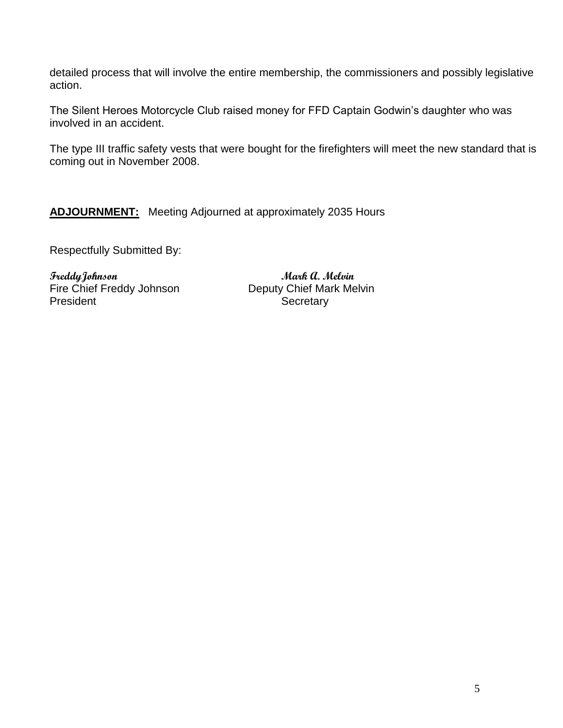detailed process that will involve the entire membership, the commissioners and possibly legislative action.

The Silent Heroes Motorcycle Club raised money for FFD Captain Godwin's daughter who was involved in an accident.

The type III traffic safety vests that were bought for the firefighters will meet the new standard that is coming out in November 2008.

**ADJOURNMENT:** Meeting Adjourned at approximately 2035 Hours

Respectfully Submitted By:

| | |
|---|---|
| *Freddy Johnson* | *Mark A. Melvin* |
| Fire Chief Freddy Johnson | Deputy Chief Mark Melvin |
| President | Secretary |